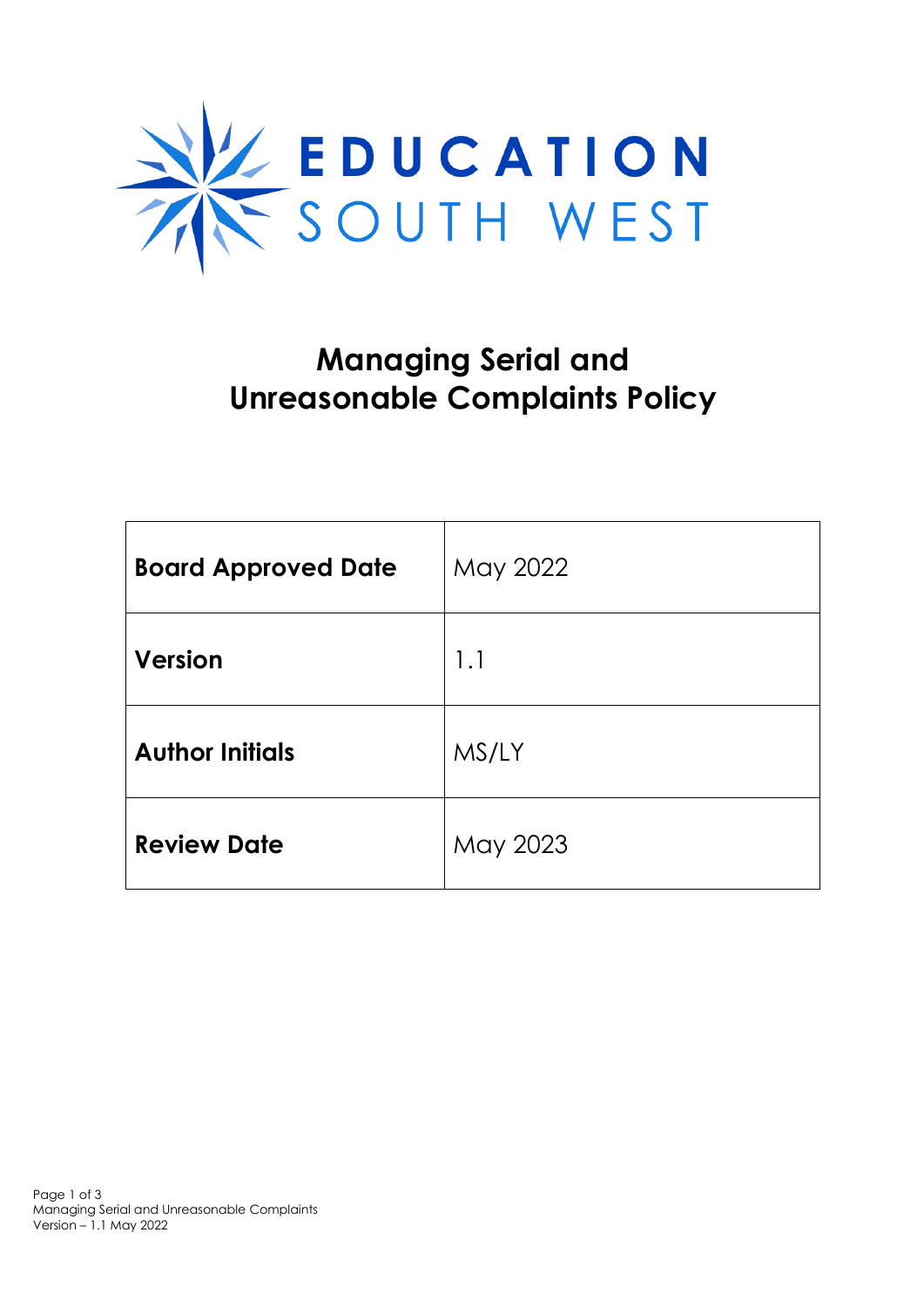EDUCATION SOUTH WEST

# Managing Serial and Unreasonable Complaints Policy

| | |
|---|---|
| **Board Approved Date** | May 2022 |
| **Version** | 1.1 |
| **Author Initials** | MS/LY |
| **Review Date** | May 2023 |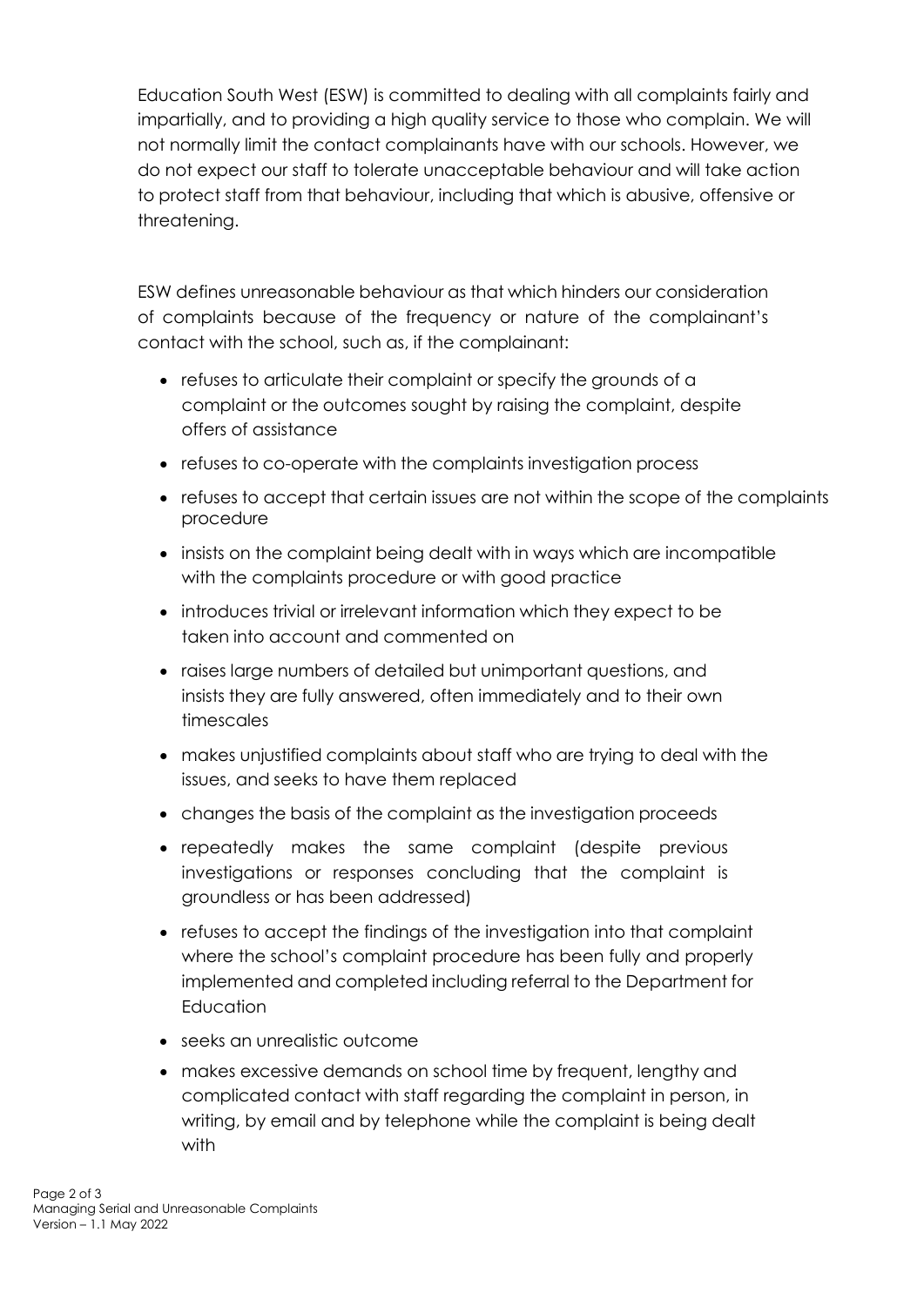Education South West (ESW) is committed to dealing with all complaints fairly and impartially, and to providing a high quality service to those who complain. We will not normally limit the contact complainants have with our schools. However, we do not expect our staff to tolerate unacceptable behaviour and will take action to protect staff from that behaviour, including that which is abusive, offensive or threatening.

ESW defines unreasonable behaviour as that which hinders our consideration of complaints because of the frequency or nature of the complainant's contact with the school, such as, if the complainant:

- refuses to articulate their complaint or specify the grounds of a complaint or the outcomes sought by raising the complaint, despite offers of assistance
- refuses to co-operate with the complaints investigation process
- refuses to accept that certain issues are not within the scope of the complaints procedure
- insists on the complaint being dealt with in ways which are incompatible with the complaints procedure or with good practice
- introduces trivial or irrelevant information which they expect to be taken into account and commented on
- raises large numbers of detailed but unimportant questions, and insists they are fully answered, often immediately and to their own timescales
- makes unjustified complaints about staff who are trying to deal with the issues, and seeks to have them replaced
- changes the basis of the complaint as the investigation proceeds
- repeatedly makes the same complaint (despite previous investigations or responses concluding that the complaint is groundless or has been addressed)
- refuses to accept the findings of the investigation into that complaint where the school's complaint procedure has been fully and properly implemented and completed including referral to the Department for Education
- seeks an unrealistic outcome
- makes excessive demands on school time by frequent, lengthy and complicated contact with staff regarding the complaint in person, in writing, by email and by telephone while the complaint is being dealt with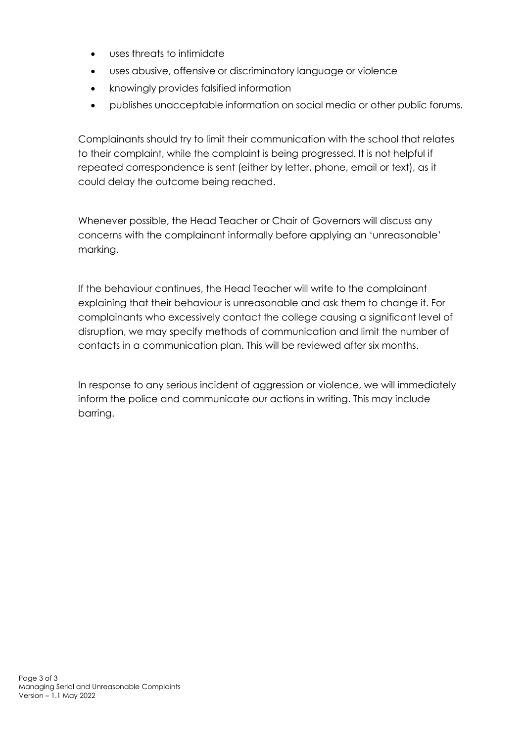- uses threats to intimidate
- uses abusive, offensive or discriminatory language or violence
- knowingly provides falsified information
- publishes unacceptable information on social media or other public forums.

Complainants should try to limit their communication with the school that relates to their complaint, while the complaint is being progressed. It is not helpful if repeated correspondence is sent (either by letter, phone, email or text), as it could delay the outcome being reached.

Whenever possible, the Head Teacher or Chair of Governors will discuss any concerns with the complainant informally before applying an 'unreasonable' marking.

If the behaviour continues, the Head Teacher will write to the complainant explaining that their behaviour is unreasonable and ask them to change it. For complainants who excessively contact the college causing a significant level of disruption, we may specify methods of communication and limit the number of contacts in a communication plan. This will be reviewed after six months.

In response to any serious incident of aggression or violence, we will immediately inform the police and communicate our actions in writing. This may include barring.